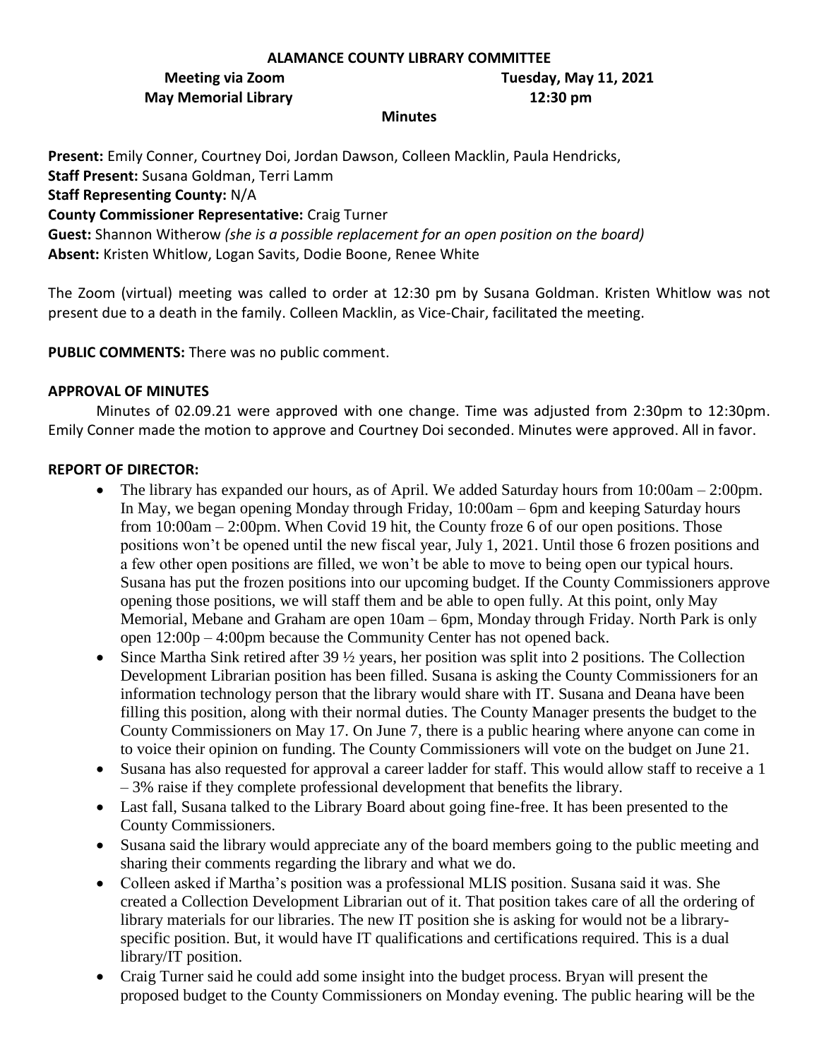# ALAMANCE COUNTY LIBRARY COMMITTEE

**Meeting via Zoom** **Tuesday, May 11, 2021**
**May Memorial Library** **12:30 pm**

**Minutes**

**Present:** Emily Conner, Courtney Doi, Jordan Dawson, Colleen Macklin, Paula Hendricks,
**Staff Present:** Susana Goldman, Terri Lamm
**Staff Representing County:** N/A
**County Commissioner Representative:** Craig Turner
**Guest:** Shannon Witherow *(she is a possible replacement for an open position on the board)*
**Absent:** Kristen Whitlow, Logan Savits, Dodie Boone, Renee White

The Zoom (virtual) meeting was called to order at 12:30 pm by Susana Goldman. Kristen Whitlow was not present due to a death in the family. Colleen Macklin, as Vice-Chair, facilitated the meeting.

**PUBLIC COMMENTS:** There was no public comment.

**APPROVAL OF MINUTES**

Minutes of 02.09.21 were approved with one change. Time was adjusted from 2:30pm to 12:30pm. Emily Conner made the motion to approve and Courtney Doi seconded. Minutes were approved. All in favor.

**REPORT OF DIRECTOR:**

- The library has expanded our hours, as of April. We added Saturday hours from 10:00am – 2:00pm. In May, we began opening Monday through Friday, 10:00am – 6pm and keeping Saturday hours from 10:00am – 2:00pm. When Covid 19 hit, the County froze 6 of our open positions. Those positions won't be opened until the new fiscal year, July 1, 2021. Until those 6 frozen positions and a few other open positions are filled, we won't be able to move to being open our typical hours. Susana has put the frozen positions into our upcoming budget. If the County Commissioners approve opening those positions, we will staff them and be able to open fully. At this point, only May Memorial, Mebane and Graham are open 10am – 6pm, Monday through Friday. North Park is only open 12:00p – 4:00pm because the Community Center has not opened back.
- Since Martha Sink retired after 39 ½ years, her position was split into 2 positions. The Collection Development Librarian position has been filled. Susana is asking the County Commissioners for an information technology person that the library would share with IT. Susana and Deana have been filling this position, along with their normal duties. The County Manager presents the budget to the County Commissioners on May 17. On June 7, there is a public hearing where anyone can come in to voice their opinion on funding. The County Commissioners will vote on the budget on June 21.
- Susana has also requested for approval a career ladder for staff. This would allow staff to receive a 1 – 3% raise if they complete professional development that benefits the library.
- Last fall, Susana talked to the Library Board about going fine-free. It has been presented to the County Commissioners.
- Susana said the library would appreciate any of the board members going to the public meeting and sharing their comments regarding the library and what we do.
- Colleen asked if Martha's position was a professional MLIS position. Susana said it was. She created a Collection Development Librarian out of it. That position takes care of all the ordering of library materials for our libraries. The new IT position she is asking for would not be a library-specific position. But, it would have IT qualifications and certifications required. This is a dual library/IT position.
- Craig Turner said he could add some insight into the budget process. Bryan will present the proposed budget to the County Commissioners on Monday evening. The public hearing will be the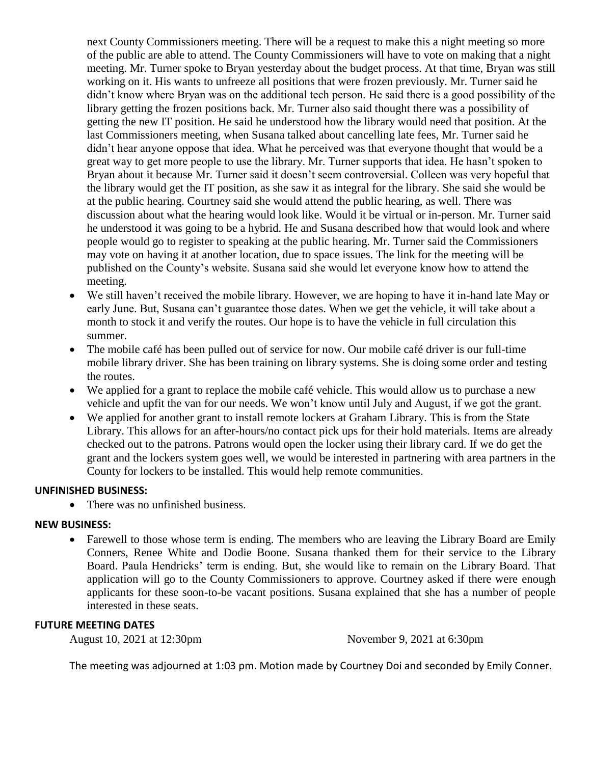next County Commissioners meeting. There will be a request to make this a night meeting so more of the public are able to attend. The County Commissioners will have to vote on making that a night meeting. Mr. Turner spoke to Bryan yesterday about the budget process. At that time, Bryan was still working on it. His wants to unfreeze all positions that were frozen previously. Mr. Turner said he didn't know where Bryan was on the additional tech person. He said there is a good possibility of the library getting the frozen positions back. Mr. Turner also said thought there was a possibility of getting the new IT position. He said he understood how the library would need that position. At the last Commissioners meeting, when Susana talked about cancelling late fees, Mr. Turner said he didn't hear anyone oppose that idea. What he perceived was that everyone thought that would be a great way to get more people to use the library. Mr. Turner supports that idea. He hasn't spoken to Bryan about it because Mr. Turner said it doesn't seem controversial. Colleen was very hopeful that the library would get the IT position, as she saw it as integral for the library. She said she would be at the public hearing. Courtney said she would attend the public hearing, as well. There was discussion about what the hearing would look like. Would it be virtual or in-person. Mr. Turner said he understood it was going to be a hybrid. He and Susana described how that would look and where people would go to register to speaking at the public hearing. Mr. Turner said the Commissioners may vote on having it at another location, due to space issues. The link for the meeting will be published on the County's website. Susana said she would let everyone know how to attend the meeting.

- We still haven't received the mobile library. However, we are hoping to have it in-hand late May or early June. But, Susana can't guarantee those dates. When we get the vehicle, it will take about a month to stock it and verify the routes. Our hope is to have the vehicle in full circulation this summer.
- The mobile café has been pulled out of service for now. Our mobile café driver is our full-time mobile library driver. She has been training on library systems. She is doing some order and testing the routes.
- We applied for a grant to replace the mobile café vehicle. This would allow us to purchase a new vehicle and upfit the van for our needs. We won't know until July and August, if we got the grant.
- We applied for another grant to install remote lockers at Graham Library. This is from the State Library. This allows for an after-hours/no contact pick ups for their hold materials. Items are already checked out to the patrons. Patrons would open the locker using their library card. If we do get the grant and the lockers system goes well, we would be interested in partnering with area partners in the County for lockers to be installed. This would help remote communities.

**UNFINISHED BUSINESS:**

- There was no unfinished business.

**NEW BUSINESS:**

- Farewell to those whose term is ending. The members who are leaving the Library Board are Emily Conners, Renee White and Dodie Boone. Susana thanked them for their service to the Library Board. Paula Hendricks' term is ending. But, she would like to remain on the Library Board. That application will go to the County Commissioners to approve. Courtney asked if there were enough applicants for these soon-to-be vacant positions. Susana explained that she has a number of people interested in these seats.

**FUTURE MEETING DATES**

August 10, 2021 at 12:30pm

November 9, 2021 at 6:30pm

The meeting was adjourned at 1:03 pm. Motion made by Courtney Doi and seconded by Emily Conner.